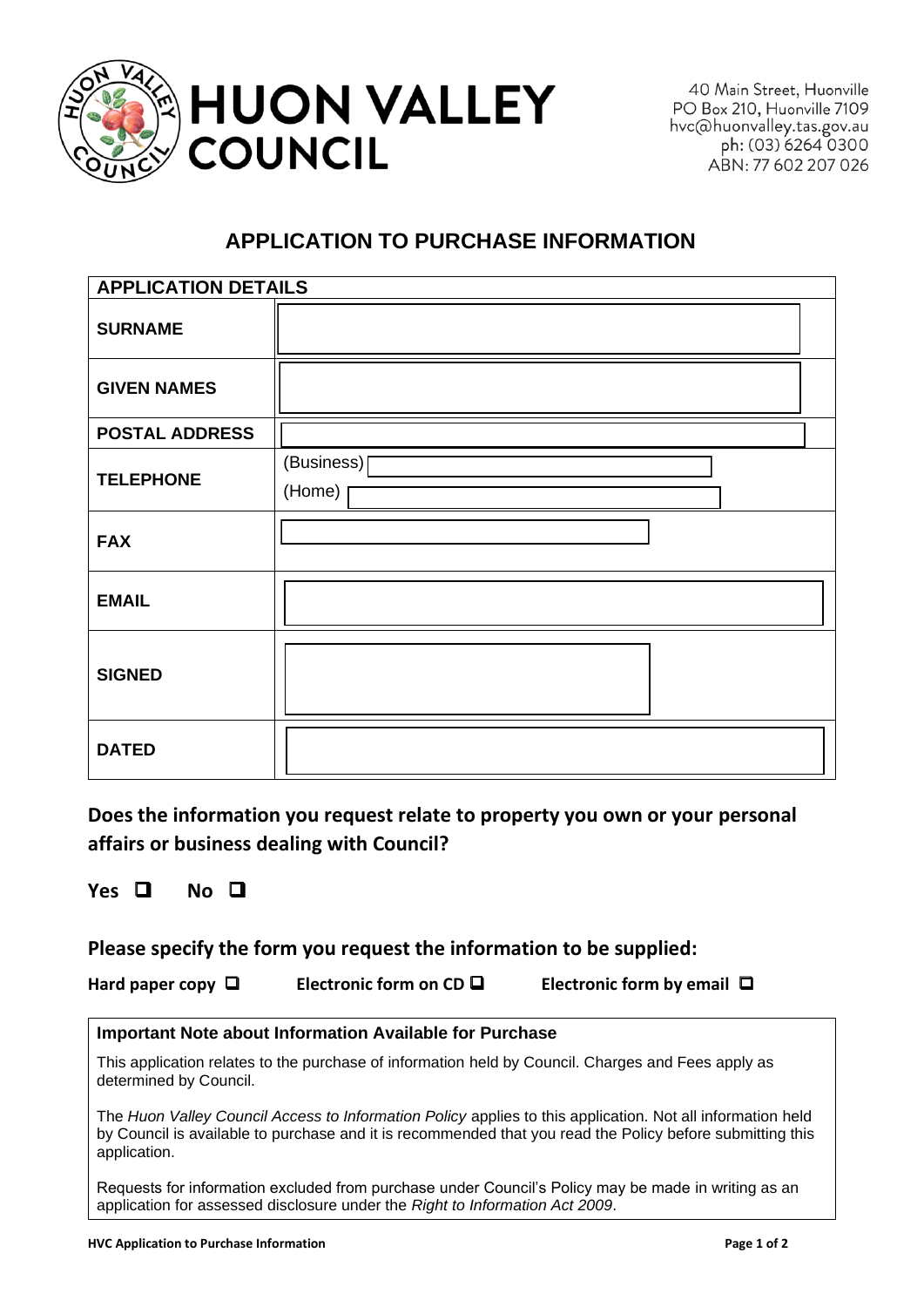**HUON VALLEY COUNCIL**

40 Main Street, Huonville
PO Box 210, Huonville 7109
hvc@huonvalley.tas.gov.au
ph: (03) 6264 0300
ABN: 77 602 207 026

# APPLICATION TO PURCHASE INFORMATION

| APPLICATION DETAILS | |
|---|---|
| **SURNAME** | |
| **GIVEN NAMES** | |
| **POSTAL ADDRESS** | |
| **TELEPHONE** | (Business)<br>(Home) |
| **FAX** | |
| **EMAIL** | |
| **SIGNED** | |
| **DATED** | |

## Does the information you request relate to property you own or your personal affairs or business dealing with Council?

**Yes** ☐ **No** ☐

## Please specify the form you request the information to be supplied:

**Hard paper copy** ☐ **Electronic form on CD** ☐ **Electronic form by email** ☐

**Important Note about Information Available for Purchase**

This application relates to the purchase of information held by Council. Charges and Fees apply as determined by Council.

The *Huon Valley Council Access to Information Policy* applies to this application. Not all information held by Council is available to purchase and it is recommended that you read the Policy before submitting this application.

Requests for information excluded from purchase under Council's Policy may be made in writing as an application for assessed disclosure under the *Right to Information Act 2009*.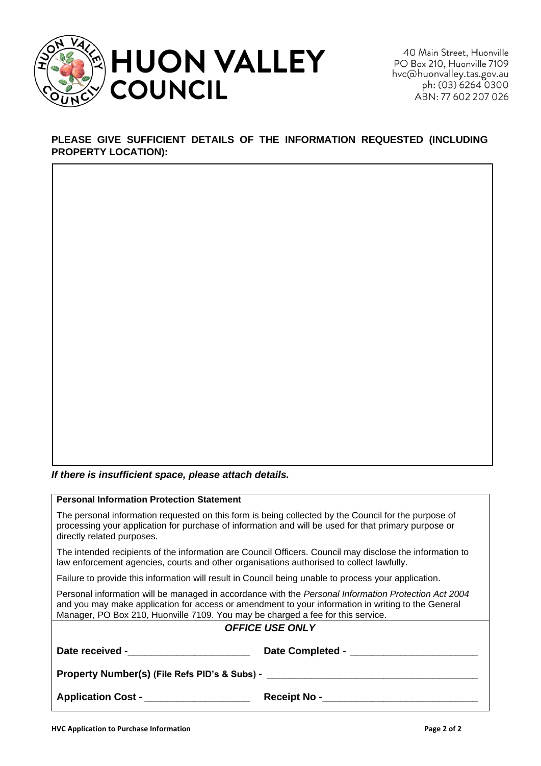HUON VALLEY COUNCIL

40 Main Street, Huonville
PO Box 210, Huonville 7109
hvc@huonvalley.tas.gov.au
ph: (03) 6264 0300
ABN: 77 602 207 026

**PLEASE GIVE SUFFICIENT DETAILS OF THE INFORMATION REQUESTED (INCLUDING PROPERTY LOCATION):**

***If there is insufficient space, please attach details.***

**Personal Information Protection Statement**

The personal information requested on this form is being collected by the Council for the purpose of processing your application for purchase of information and will be used for that primary purpose or directly related purposes.

The intended recipients of the information are Council Officers. Council may disclose the information to law enforcement agencies, courts and other organisations authorised to collect lawfully.

Failure to provide this information will result in Council being unable to process your application.

Personal information will be managed in accordance with the *Personal Information Protection Act 2004* and you may make application for access or amendment to your information in writing to the General Manager, PO Box 210, Huonville 7109. You may be charged a fee for this service.

***OFFICE USE ONLY***

**Date received -**______________________ **Date Completed -** ______________________

**Property Number(s) (File Refs PID's & Subs) -** ______________________________________

**Application Cost -** ___________________ **Receipt No -**___________________________